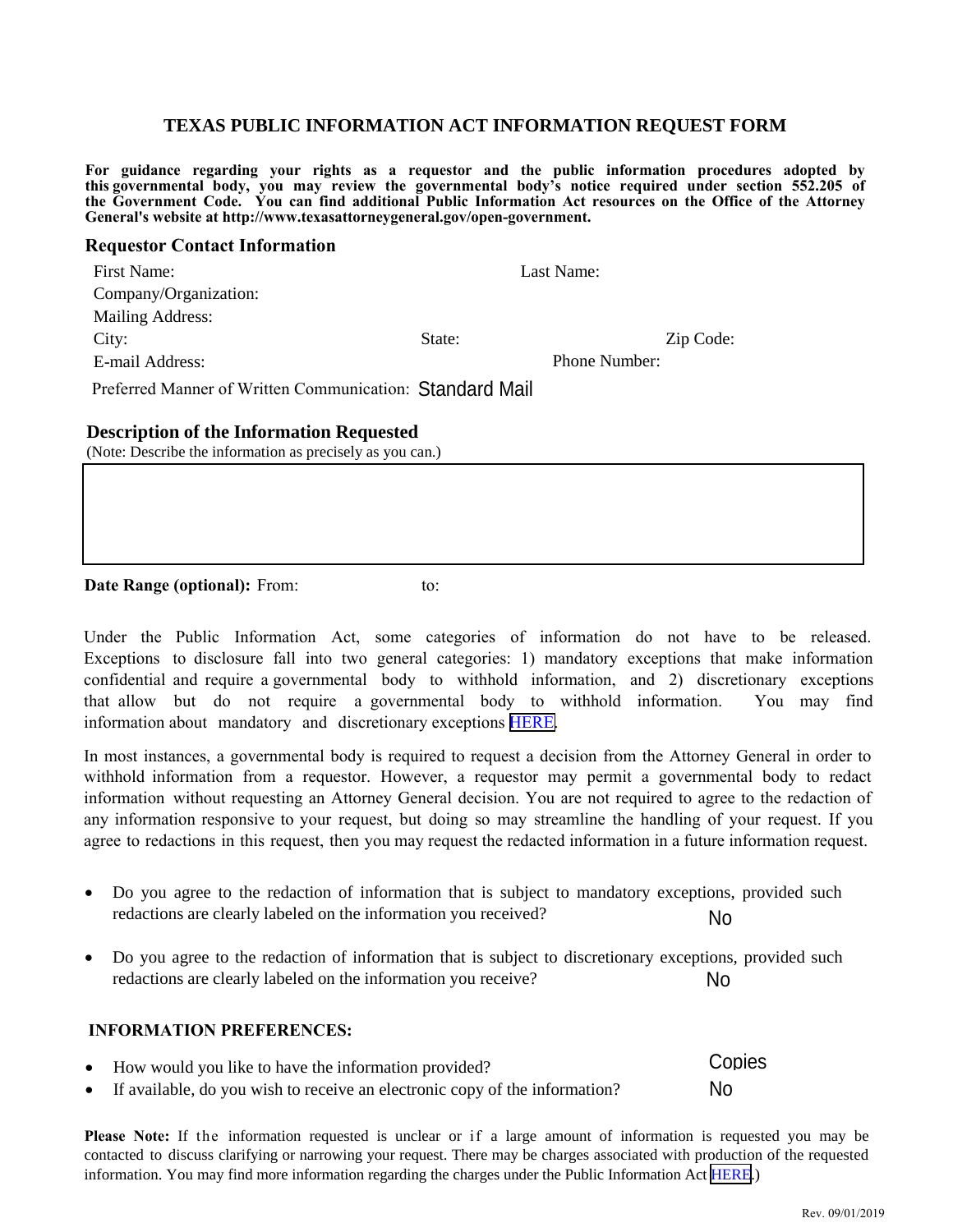# TEXAS PUBLIC INFORMATION ACT INFORMATION REQUEST FORM

**For guidance regarding your rights as a requestor and the public information procedures adopted by this governmental body, you may review the governmental body's notice required under section 552.205 of the Government Code. You can find additional Public Information Act resources on the Office of the Attorney General's website at http://www.texasattorneygeneral.gov/open-government.**

## Requestor Contact Information

First Name: Last Name:

Company/Organization:

Mailing Address:

City: State: Zip Code:

E-mail Address: Phone Number:

Preferred Manner of Written Communication: Standard Mail

## Description of the Information Requested

(Note: Describe the information as precisely as you can.)

**Date Range (optional):** From: to:

Under the Public Information Act, some categories of information do not have to be released. Exceptions to disclosure fall into two general categories: 1) mandatory exceptions that make information confidential and require a governmental body to withhold information, and 2) discretionary exceptions that allow but do not require a governmental body to withhold information. You may find information about mandatory and discretionary exceptions HERE.

In most instances, a governmental body is required to request a decision from the Attorney General in order to withhold information from a requestor. However, a requestor may permit a governmental body to redact information without requesting an Attorney General decision. You are not required to agree to the redaction of any information responsive to your request, but doing so may streamline the handling of your request. If you agree to redactions in this request, then you may request the redacted information in a future information request.

- Do you agree to the redaction of information that is subject to mandatory exceptions, provided such redactions are clearly labeled on the information you received? No
- Do you agree to the redaction of information that is subject to discretionary exceptions, provided such redactions are clearly labeled on the information you receive? No

## INFORMATION PREFERENCES:

- How would you like to have the information provided? Copies
- If available, do you wish to receive an electronic copy of the information? No

**Please Note:** If the information requested is unclear or if a large amount of information is requested you may be contacted to discuss clarifying or narrowing your request. There may be charges associated with production of the requested information. You may find more information regarding the charges under the Public Information Act HERE.)

Rev. 09/01/2019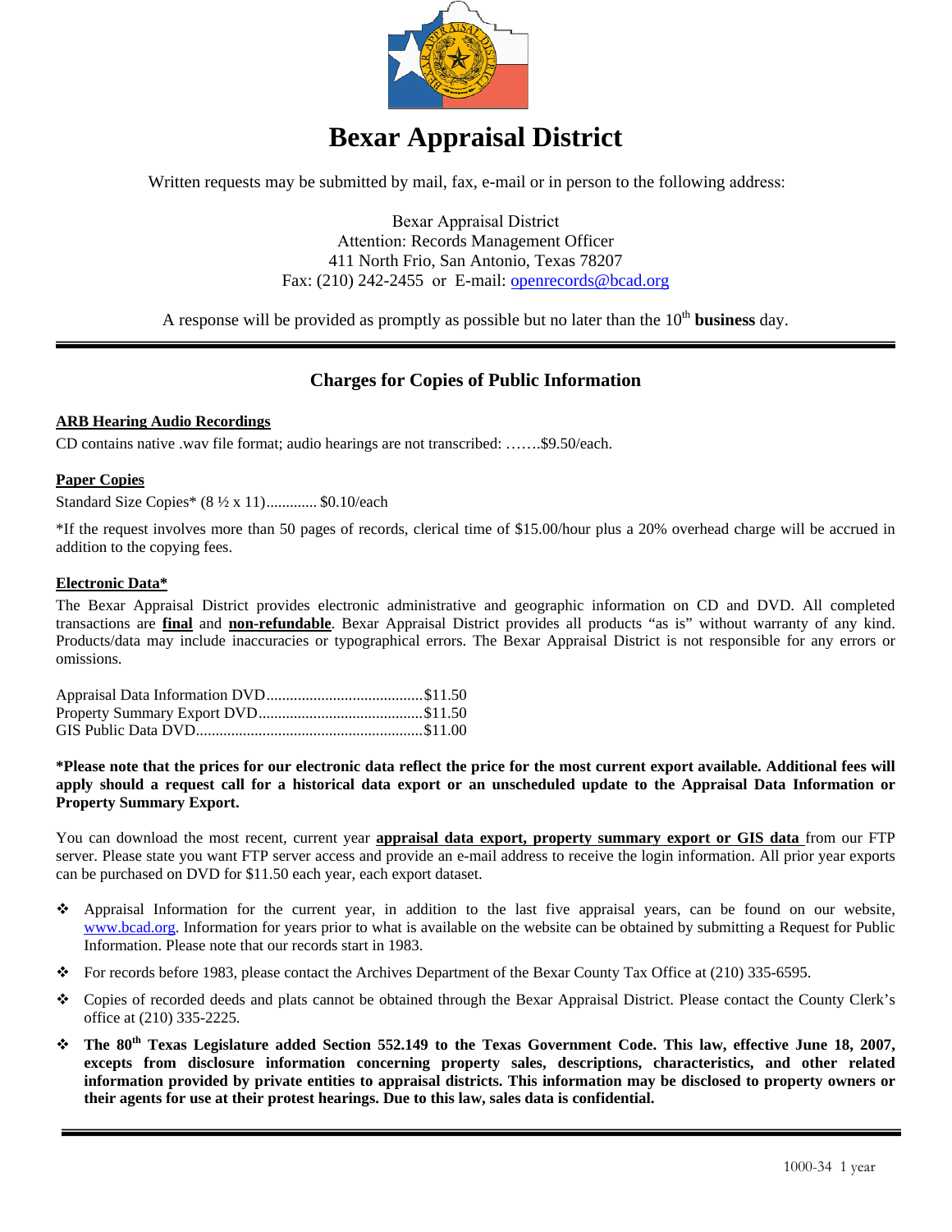# Bexar Appraisal District

Written requests may be submitted by mail, fax, e-mail or in person to the following address:

Bexar Appraisal District
Attention: Records Management Officer
411 North Frio, San Antonio, Texas 78207
Fax: (210) 242-2455 or E-mail: openrecords@bcad.org

A response will be provided as promptly as possible but no later than the 10th **business** day.

---

## Charges for Copies of Public Information

**ARB Hearing Audio Recordings**

CD contains native .wav file format; audio hearings are not transcribed: …….$9.50/each.

**Paper Copies**

Standard Size Copies* (8 ½ x 11)............. $0.10/each

*If the request involves more than 50 pages of records, clerical time of $15.00/hour plus a 20% overhead charge will be accrued in addition to the copying fees.

**Electronic Data***

The Bexar Appraisal District provides electronic administrative and geographic information on CD and DVD. All completed transactions are **final** and **non-refundable**. Bexar Appraisal District provides all products "as is" without warranty of any kind. Products/data may include inaccuracies or typographical errors. The Bexar Appraisal District is not responsible for any errors or omissions.

Appraisal Data Information DVD........................................$11.50
Property Summary Export DVD..........................................$11.50
GIS Public Data DVD..........................................................$11.00

**\*Please note that the prices for our electronic data reflect the price for the most current export available. Additional fees will apply should a request call for a historical data export or an unscheduled update to the Appraisal Data Information or Property Summary Export.**

You can download the most recent, current year **appraisal data export, property summary export or GIS data** from our FTP server. Please state you want FTP server access and provide an e-mail address to receive the login information. All prior year exports can be purchased on DVD for $11.50 each year, each export dataset.

- Appraisal Information for the current year, in addition to the last five appraisal years, can be found on our website, www.bcad.org. Information for years prior to what is available on the website can be obtained by submitting a Request for Public Information. Please note that our records start in 1983.
- For records before 1983, please contact the Archives Department of the Bexar County Tax Office at (210) 335-6595.
- Copies of recorded deeds and plats cannot be obtained through the Bexar Appraisal District. Please contact the County Clerk's office at (210) 335-2225.
- **The 80th Texas Legislature added Section 552.149 to the Texas Government Code. This law, effective June 18, 2007, excepts from disclosure information concerning property sales, descriptions, characteristics, and other related information provided by private entities to appraisal districts. This information may be disclosed to property owners or their agents for use at their protest hearings. Due to this law, sales data is confidential.**

---

1000-34 1 year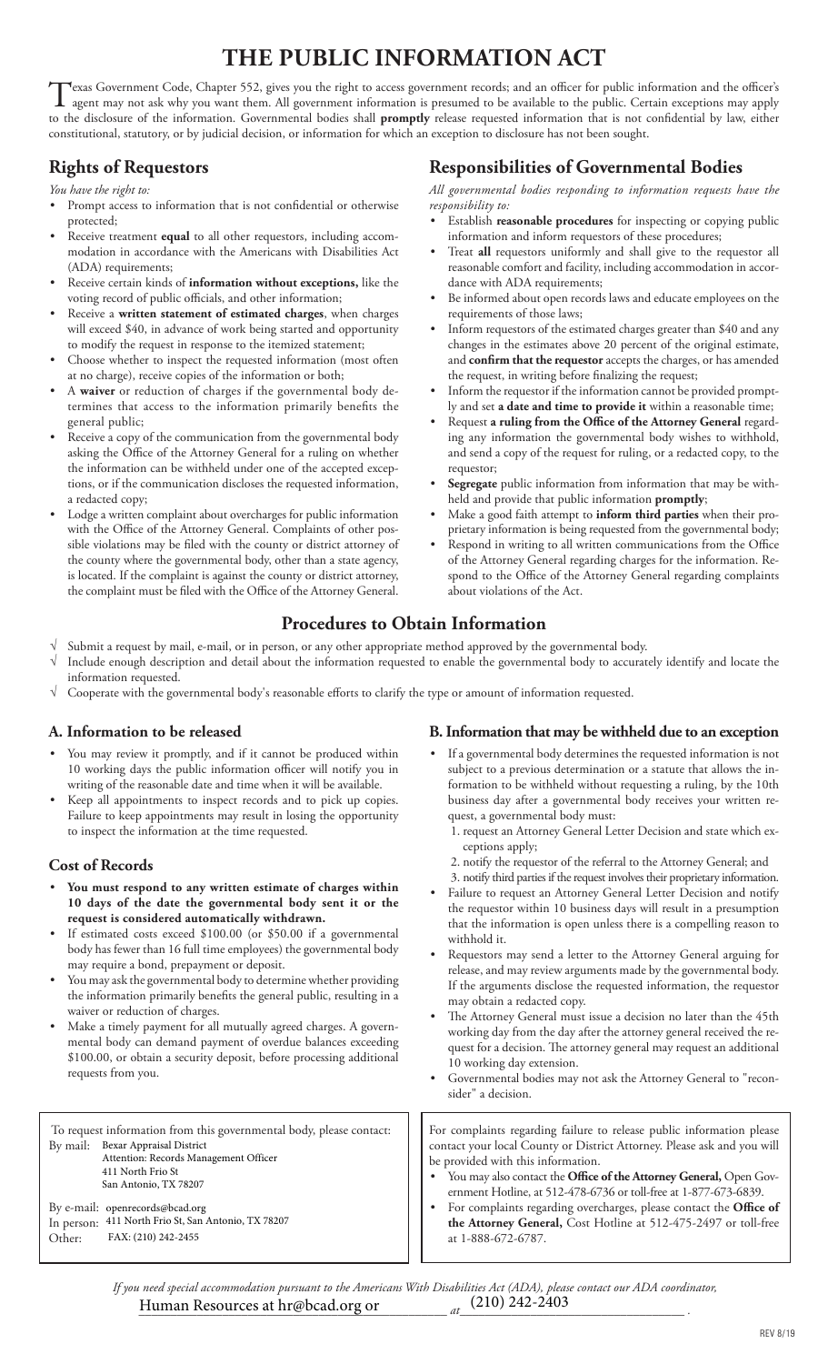# THE PUBLIC INFORMATION ACT

Texas Government Code, Chapter 552, gives you the right to access government records; and an officer for public information and the officer's agent may not ask why you want them. All government information is presumed to be available to the public. Certain exceptions may apply to the disclosure of the information. Governmental bodies shall **promptly** release requested information that is not confidential by law, either constitutional, statutory, or by judicial decision, or information for which an exception to disclosure has not been sought.

## Rights of Requestors

*You have the right to:*

- Prompt access to information that is not confidential or otherwise protected;
- Receive treatment **equal** to all other requestors, including accommodation in accordance with the Americans with Disabilities Act (ADA) requirements;
- Receive certain kinds of **information without exceptions,** like the voting record of public officials, and other information;
- Receive a **written statement of estimated charges**, when charges will exceed $40, in advance of work being started and opportunity to modify the request in response to the itemized statement;
- Choose whether to inspect the requested information (most often at no charge), receive copies of the information or both;
- A **waiver** or reduction of charges if the governmental body determines that access to the information primarily benefits the general public;
- Receive a copy of the communication from the governmental body asking the Office of the Attorney General for a ruling on whether the information can be withheld under one of the accepted exceptions, or if the communication discloses the requested information, a redacted copy;
- Lodge a written complaint about overcharges for public information with the Office of the Attorney General. Complaints of other possible violations may be filed with the county or district attorney of the county where the governmental body, other than a state agency, is located. If the complaint is against the county or district attorney, the complaint must be filed with the Office of the Attorney General.

## Responsibilities of Governmental Bodies

*All governmental bodies responding to information requests have the responsibility to:*

- Establish **reasonable procedures** for inspecting or copying public information and inform requestors of these procedures;
- Treat **all** requestors uniformly and shall give to the requestor all reasonable comfort and facility, including accommodation in accordance with ADA requirements;
- Be informed about open records laws and educate employees on the requirements of those laws;
- Inform requestors of the estimated charges greater than $40 and any changes in the estimates above 20 percent of the original estimate, and **confirm that the requestor** accepts the charges, or has amended the request, in writing before finalizing the request;
- Inform the requestor if the information cannot be provided promptly and set **a date and time to provide it** within a reasonable time;
- Request **a ruling from the Office of the Attorney General** regarding any information the governmental body wishes to withhold, and send a copy of the request for ruling, or a redacted copy, to the requestor;
- **Segregate** public information from information that may be withheld and provide that public information **promptly**;
- Make a good faith attempt to **inform third parties** when their proprietary information is being requested from the governmental body;
- Respond in writing to all written communications from the Office of the Attorney General regarding charges for the information. Respond to the Office of the Attorney General regarding complaints about violations of the Act.

## Procedures to Obtain Information

√ Submit a request by mail, e-mail, or in person, or any other appropriate method approved by the governmental body.
√ Include enough description and detail about the information requested to enable the governmental body to accurately identify and locate the information requested.
√ Cooperate with the governmental body's reasonable efforts to clarify the type or amount of information requested.

### A. Information to be released

- You may review it promptly, and if it cannot be produced within 10 working days the public information officer will notify you in writing of the reasonable date and time when it will be available.
- Keep all appointments to inspect records and to pick up copies. Failure to keep appointments may result in losing the opportunity to inspect the information at the time requested.

### Cost of Records

- **You must respond to any written estimate of charges within 10 days of the date the governmental body sent it or the request is considered automatically withdrawn.**
- If estimated costs exceed $100.00 (or $50.00 if a governmental body has fewer than 16 full time employees) the governmental body may require a bond, prepayment or deposit.
- You may ask the governmental body to determine whether providing the information primarily benefits the general public, resulting in a waiver or reduction of charges.
- Make a timely payment for all mutually agreed charges. A governmental body can demand payment of overdue balances exceeding $100.00, or obtain a security deposit, before processing additional requests from you.

### B. Information that may be withheld due to an exception

- If a governmental body determines the requested information is not subject to a previous determination or a statute that allows the information to be withheld without requesting a ruling, by the 10th business day after a governmental body receives your written request, a governmental body must:
  1. request an Attorney General Letter Decision and state which exceptions apply;
  2. notify the requestor of the referral to the Attorney General; and
  3. notify third parties if the request involves their proprietary information.
- Failure to request an Attorney General Letter Decision and notify the requestor within 10 business days will result in a presumption that the information is open unless there is a compelling reason to withhold it.
- Requestors may send a letter to the Attorney General arguing for release, and may review arguments made by the governmental body. If the arguments disclose the requested information, the requestor may obtain a redacted copy.
- The Attorney General must issue a decision no later than the 45th working day from the day after the attorney general received the request for a decision. The attorney general may request an additional 10 working day extension.
- Governmental bodies may not ask the Attorney General to "reconsider" a decision.

To request information from this governmental body, please contact:
By mail: Bexar Appraisal District
Attention: Records Management Officer
411 North Frio St
San Antonio, TX 78207

By e-mail: openrecords@bcad.org
In person: 411 North Frio St, San Antonio, TX 78207
Other: FAX: (210) 242-2455

For complaints regarding failure to release public information please contact your local County or District Attorney. Please ask and you will be provided with this information.

- You may also contact the **Office of the Attorney General,** Open Government Hotline, at 512-478-6736 or toll-free at 1-877-673-6839.
- For complaints regarding overcharges, please contact the **Office of the Attorney General,** Cost Hotline at 512-475-2497 or toll-free at 1-888-672-6787.

*If you need special accommodation pursuant to the Americans With Disabilities Act (ADA), please contact our ADA coordinator,* Human Resources at hr@bcad.org or *at* (210) 242-2403 .

REV 8/19